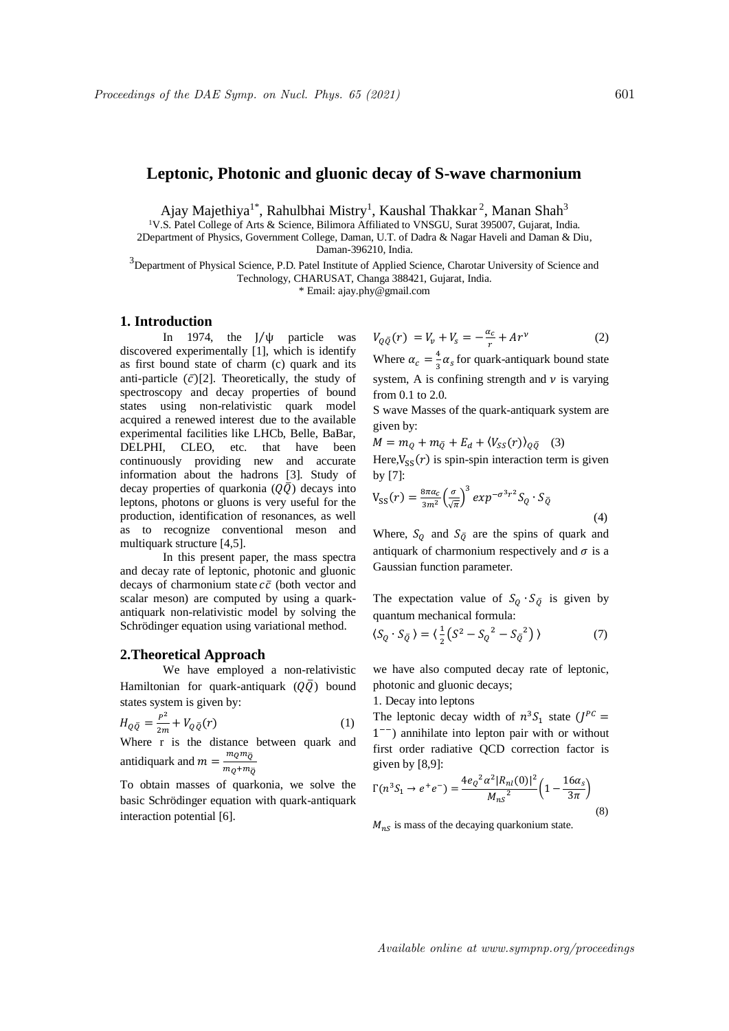# Leptonic, Photonic and gluonic decay of S-wave charmonium

Ajay Majethiya[1*], Rahulbhai Mistry[1], Kaushal Thakkar[2], Manan Shah[3]

[1]V.S. Patel College of Arts & Science, Bilimora Affiliated to VNSGU, Surat 395007, Gujarat, India.
2Department of Physics, Government College, Daman, U.T. of Dadra & Nagar Haveli and Daman & Diu, Daman-396210, India.
[3]Department of Physical Science, P.D. Patel Institute of Applied Science, Charotar University of Science and Technology, CHARUSAT, Changa 388421, Gujarat, India.
* Email: ajay.phy@gmail.com

## 1. Introduction

In 1974, the J/ψ particle was discovered experimentally [1], which is identify as first bound state of charm (c) quark and its anti-particle ($\bar{c}$)[2]. Theoretically, the study of spectroscopy and decay properties of bound states using non-relativistic quark model acquired a renewed interest due to the available experimental facilities like LHCb, Belle, BaBar, DELPHI, CLEO, etc. that have been continuously providing new and accurate information about the hadrons [3]. Study of decay properties of quarkonia ($Q\bar{Q}$) decays into leptons, photons or gluons is very useful for the production, identification of resonances, as well as to recognize conventional meson and multiquark structure [4,5].

In this present paper, the mass spectra and decay rate of leptonic, photonic and gluonic decays of charmonium state $c\bar{c}$ (both vector and scalar meson) are computed by using a quark-antiquark non-relativistic model by solving the Schrödinger equation using variational method.

## 2.Theoretical Approach

We have employed a non-relativistic Hamiltonian for quark-antiquark ($Q\bar{Q}$) bound states system is given by:

$$H_{Q\bar{Q}} = \frac{P^2}{2m} + V_{Q\bar{Q}}(r) \quad (1)$$

Where r is the distance between quark and antidiquark and $m = \frac{m_Q m_{\bar{Q}}}{m_Q + m_{\bar{Q}}}$

To obtain masses of quarkonia, we solve the basic Schrödinger equation with quark-antiquark interaction potential [6].

$$V_{Q\bar{Q}}(r) = V_v + V_s = -\frac{\alpha_c}{r} + Ar^{\nu} \quad (2)$$

Where $\alpha_c = \frac{4}{3}\alpha_s$ for quark-antiquark bound state system, A is confining strength and $\nu$ is varying from 0.1 to 2.0.

S wave Masses of the quark-antiquark system are given by:

$$M = m_Q + m_{\bar{Q}} + E_d + \langle V_{SS}(r)\rangle_{Q\bar{Q}} \quad (3)$$

Here,$V_{SS}(r)$ is spin-spin interaction term is given by [7]:

$$V_{SS}(r) = \frac{8\pi\alpha_c}{3m^2}\left(\frac{\sigma}{\sqrt{\pi}}\right)^3 exp^{-\sigma^3 r^2} S_Q \cdot S_{\bar{Q}} \quad (4)$$

Where, $S_Q$ and $S_{\bar{Q}}$ are the spins of quark and antiquark of charmonium respectively and $\sigma$ is a Gaussian function parameter.

The expectation value of $S_Q \cdot S_{\bar{Q}}$ is given by quantum mechanical formula:

$$\langle S_Q \cdot S_{\bar{Q}} \rangle = \langle \frac{1}{2}\left(S^2 - {S_Q}^2 - {S_{\bar{Q}}}^2\right) \rangle \quad (7)$$

we have also computed decay rate of leptonic, photonic and gluonic decays;

1. Decay into leptons

The leptonic decay width of $n^3S_1$ state ($J^{PC} = 1^{--}$) annihilate into lepton pair with or without first order radiative QCD correction factor is given by [8,9]:

$$\Gamma(n^3S_1 \to e^+e^-) = \frac{4{e_Q}^2\alpha^2|R_{nl}(0)|^2}{{M_{nS}}^2}\left(1 - \frac{16\alpha_s}{3\pi}\right) \quad (8)$$

$M_{nS}$ is mass of the decaying quarkonium state.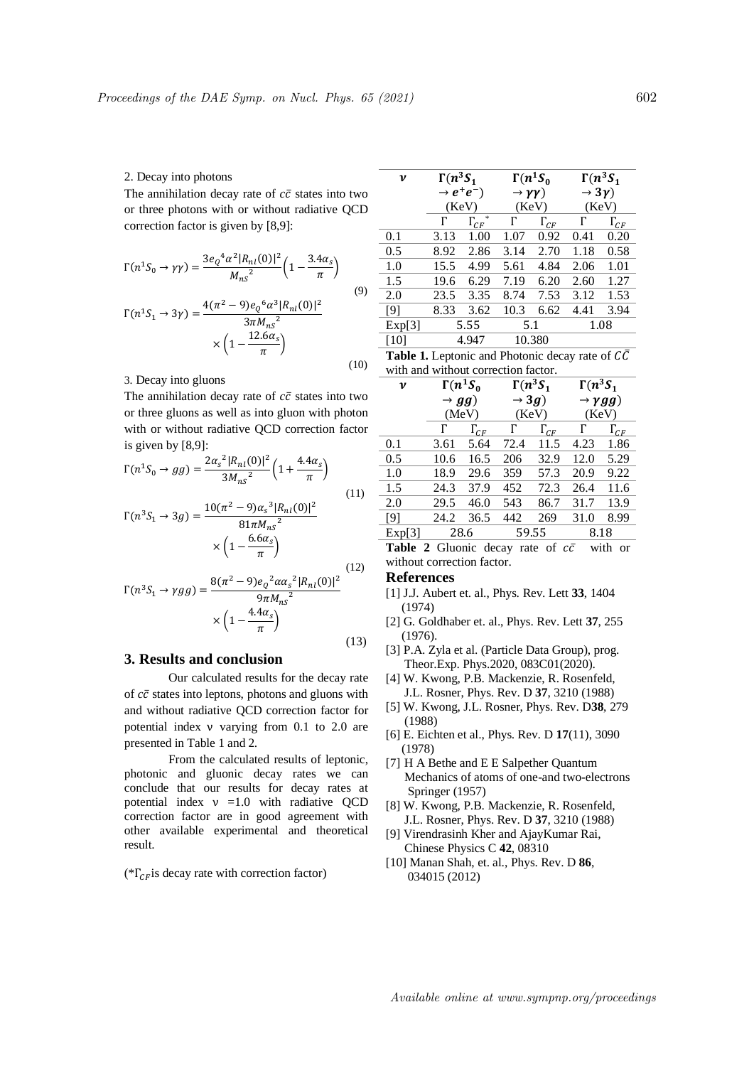2. Decay into photons

The annihilation decay rate of $c\bar{c}$ states into two or three photons with or without radiative QCD correction factor is given by [8,9]:

$$\Gamma(n^1S_0 \to \gamma\gamma) = \frac{3e_Q{}^4\alpha^2|R_{nl}(0)|^2}{M_{nS}{}^2}\left(1 - \frac{3.4\alpha_s}{\pi}\right) \tag{9}$$

$$\Gamma(n^1S_1 \to 3\gamma) = \frac{4(\pi^2-9)e_Q{}^6\alpha^3|R_{nl}(0)|^2}{3\pi M_{nS}{}^2} \times \left(1 - \frac{12.6\alpha_s}{\pi}\right) \tag{10}$$

3. Decay into gluons

The annihilation decay rate of $c\bar{c}$ states into two or three gluons as well as into gluon with photon with or without radiative QCD correction factor is given by [8,9]:

$$\Gamma(n^1S_0 \to gg) = \frac{2\alpha_s{}^2|R_{nl}(0)|^2}{3M_{nS}{}^2}\left(1 + \frac{4.4\alpha_s}{\pi}\right) \tag{11}$$

$$\Gamma(n^3S_1 \to 3g) = \frac{10(\pi^2-9)\alpha_s{}^3|R_{nl}(0)|^2}{81\pi M_{nS}{}^2} \times \left(1 - \frac{6.6\alpha_s}{\pi}\right) \tag{12}$$

$$\Gamma(n^3S_1 \to \gamma gg) = \frac{8(\pi^2-9)e_Q{}^2\alpha\alpha_s{}^2|R_{nl}(0)|^2}{9\pi M_{nS}{}^2} \times \left(1 - \frac{4.4\alpha_s}{\pi}\right) \tag{13}$$

## 3. Results and conclusion

Our calculated results for the decay rate of $c\bar{c}$ states into leptons, photons and gluons with and without radiative QCD correction factor for potential index ν varying from 0.1 to 2.0 are presented in Table 1 and 2.

From the calculated results of leptonic, photonic and gluonic decay rates we can conclude that our results for decay rates at potential index ν =1.0 with radiative QCD correction factor are in good agreement with other available experimental and theoretical result.

(*$\Gamma_{CF}$ is decay rate with correction factor)

| $\nu$ | $\Gamma(n^3S_1 \to e^+e^-)$ (KeV) | | $\Gamma(n^1S_0 \to \gamma\gamma)$ (KeV) | | $\Gamma(n^3S_1 \to 3\gamma)$ (KeV) | |
|---|---|---|---|---|---|---|
| | $\Gamma$ | $\Gamma_{CF}{}^*$ | $\Gamma$ | $\Gamma_{CF}$ | $\Gamma$ | $\Gamma_{CF}$ |
| 0.1 | 3.13 | 1.00 | 1.07 | 0.92 | 0.41 | 0.20 |
| 0.5 | 8.92 | 2.86 | 3.14 | 2.70 | 1.18 | 0.58 |
| 1.0 | 15.5 | 4.99 | 5.61 | 4.84 | 2.06 | 1.01 |
| 1.5 | 19.6 | 6.29 | 7.19 | 6.20 | 2.60 | 1.27 |
| 2.0 | 23.5 | 3.35 | 8.74 | 7.53 | 3.12 | 1.53 |
| [9] | 8.33 | 3.62 | 10.3 | 6.62 | 4.41 | 3.94 |
| Exp[3] | 5.55 | | 5.1 | | 1.08 | |
| [10] | 4.947 | | 10.380 | | | |

**Table 1.** Leptonic and Photonic decay rate of $C\bar{C}$ with and without correction factor.

| $\nu$ | $\Gamma(n^1S_0 \to gg)$ (MeV) | | $\Gamma(n^3S_1 \to 3g)$ (KeV) | | $\Gamma(n^3S_1 \to \gamma gg)$ (KeV) | |
|---|---|---|---|---|---|---|
| | $\Gamma$ | $\Gamma_{CF}$ | $\Gamma$ | $\Gamma_{CF}$ | $\Gamma$ | $\Gamma_{CF}$ |
| 0.1 | 3.61 | 5.64 | 72.4 | 11.5 | 4.23 | 1.86 |
| 0.5 | 10.6 | 16.5 | 206 | 32.9 | 12.0 | 5.29 |
| 1.0 | 18.9 | 29.6 | 359 | 57.3 | 20.9 | 9.22 |
| 1.5 | 24.3 | 37.9 | 452 | 72.3 | 26.4 | 11.6 |
| 2.0 | 29.5 | 46.0 | 543 | 86.7 | 31.7 | 13.9 |
| [9] | 24.2 | 36.5 | 442 | 269 | 31.0 | 8.99 |
| Exp[3] | 28.6 | | 59.55 | | 8.18 | |

**Table 2** Gluonic decay rate of $c\bar{c}$ with or without correction factor.

## References

[1] J.J. Aubert et. al., Phys. Rev. Lett **33**, 1404 (1974)

[2] G. Goldhaber et. al., Phys. Rev. Lett **37**, 255 (1976).

[3] P.A. Zyla et al. (Particle Data Group), prog. Theor.Exp. Phys.2020, 083C01(2020).

[4] W. Kwong, P.B. Mackenzie, R. Rosenfeld, J.L. Rosner, Phys. Rev. D **37**, 3210 (1988)

[5] W. Kwong, J.L. Rosner, Phys. Rev. D**38**, 279 (1988)

[6] E. Eichten et al., Phys. Rev. D **17**(11), 3090 (1978)

[7] H A Bethe and E E Salpether Quantum Mechanics of atoms of one-and two-electrons Springer (1957)

[8] W. Kwong, P.B. Mackenzie, R. Rosenfeld, J.L. Rosner, Phys. Rev. D **37**, 3210 (1988)

[9] Virendrasinh Kher and AjayKumar Rai, Chinese Physics C **42**, 08310

[10] Manan Shah, et. al., Phys. Rev. D **86**, 034015 (2012)